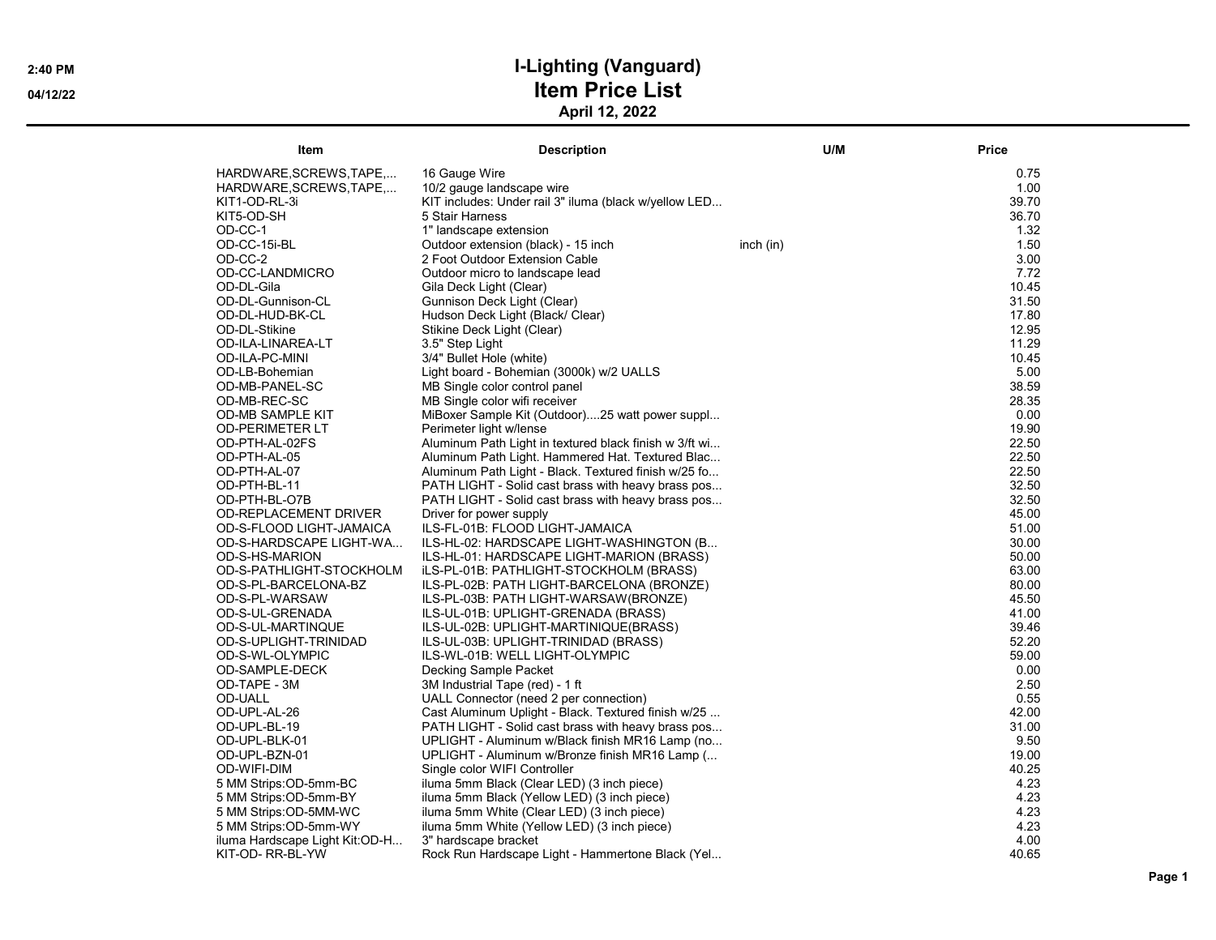# I-Lighting (Vanguard)

## Item Price List

**April 12, 2022**

| Item | Description | U/M | Price |
|---|---|---|---|
| HARDWARE,SCREWS,TAPE,... | 16 Gauge Wire | | 0.75 |
| HARDWARE,SCREWS,TAPE,... | 10/2 gauge landscape wire | | 1.00 |
| KIT1-OD-RL-3i | KIT includes: Under rail 3" iluma (black w/yellow LED... | | 39.70 |
| KIT5-OD-SH | 5 Stair Harness | | 36.70 |
| OD-CC-1 | 1" landscape extension | | 1.32 |
| OD-CC-15i-BL | Outdoor extension (black) - 15 inch | inch (in) | 1.50 |
| OD-CC-2 | 2 Foot Outdoor Extension Cable | | 3.00 |
| OD-CC-LANDMICRO | Outdoor micro to landscape lead | | 7.72 |
| OD-DL-Gila | Gila Deck Light (Clear) | | 10.45 |
| OD-DL-Gunnison-CL | Gunnison Deck Light (Clear) | | 31.50 |
| OD-DL-HUD-BK-CL | Hudson Deck Light (Black/ Clear) | | 17.80 |
| OD-DL-Stikine | Stikine Deck Light (Clear) | | 12.95 |
| OD-ILA-LINAREA-LT | 3.5" Step Light | | 11.29 |
| OD-ILA-PC-MINI | 3/4" Bullet Hole (white) | | 10.45 |
| OD-LB-Bohemian | Light board - Bohemian (3000k) w/2 UALLS | | 5.00 |
| OD-MB-PANEL-SC | MB Single color control panel | | 38.59 |
| OD-MB-REC-SC | MB Single color wifi receiver | | 28.35 |
| OD-MB SAMPLE KIT | MiBoxer Sample Kit (Outdoor)....25 watt power suppl... | | 0.00 |
| OD-PERIMETER LT | Perimeter light w/lense | | 19.90 |
| OD-PTH-AL-02FS | Aluminum Path Light in textured black finish w 3/ft wi... | | 22.50 |
| OD-PTH-AL-05 | Aluminum Path Light. Hammered Hat. Textured Blac... | | 22.50 |
| OD-PTH-AL-07 | Aluminum Path Light - Black. Textured finish w/25 fo... | | 22.50 |
| OD-PTH-BL-11 | PATH LIGHT - Solid cast brass with heavy brass pos... | | 32.50 |
| OD-PTH-BL-O7B | PATH LIGHT - Solid cast brass with heavy brass pos... | | 32.50 |
| OD-REPLACEMENT DRIVER | Driver for power supply | | 45.00 |
| OD-S-FLOOD LIGHT-JAMAICA | ILS-FL-01B: FLOOD LIGHT-JAMAICA | | 51.00 |
| OD-S-HARDSCAPE LIGHT-WA... | ILS-HL-02: HARDSCAPE LIGHT-WASHINGTON (B... | | 30.00 |
| OD-S-HS-MARION | ILS-HL-01: HARDSCAPE LIGHT-MARION (BRASS) | | 50.00 |
| OD-S-PATHLIGHT-STOCKHOLM | iLS-PL-01B: PATHLIGHT-STOCKHOLM (BRASS) | | 63.00 |
| OD-S-PL-BARCELONA-BZ | ILS-PL-02B: PATH LIGHT-BARCELONA (BRONZE) | | 80.00 |
| OD-S-PL-WARSAW | ILS-PL-03B: PATH LIGHT-WARSAW(BRONZE) | | 45.50 |
| OD-S-UL-GRENADA | ILS-UL-01B: UPLIGHT-GRENADA (BRASS) | | 41.00 |
| OD-S-UL-MARTINQUE | ILS-UL-02B: UPLIGHT-MARTINIQUE(BRASS) | | 39.46 |
| OD-S-UPLIGHT-TRINIDAD | ILS-UL-03B: UPLIGHT-TRINIDAD (BRASS) | | 52.20 |
| OD-S-WL-OLYMPIC | ILS-WL-01B: WELL LIGHT-OLYMPIC | | 59.00 |
| OD-SAMPLE-DECK | Decking Sample Packet | | 0.00 |
| OD-TAPE - 3M | 3M Industrial Tape (red) - 1 ft | | 2.50 |
| OD-UALL | UALL Connector (need 2 per connection) | | 0.55 |
| OD-UPL-AL-26 | Cast Aluminum Uplight - Black. Textured finish w/25 ... | | 42.00 |
| OD-UPL-BL-19 | PATH LIGHT - Solid cast brass with heavy brass pos... | | 31.00 |
| OD-UPL-BLK-01 | UPLIGHT - Aluminum w/Black finish MR16 Lamp (no... | | 9.50 |
| OD-UPL-BZN-01 | UPLIGHT - Aluminum w/Bronze finish MR16 Lamp (... | | 19.00 |
| OD-WIFI-DIM | Single color WIFI Controller | | 40.25 |
| 5 MM Strips:OD-5mm-BC | iluma 5mm Black (Clear LED) (3 inch piece) | | 4.23 |
| 5 MM Strips:OD-5mm-BY | iluma 5mm Black (Yellow LED) (3 inch piece) | | 4.23 |
| 5 MM Strips:OD-5MM-WC | iluma 5mm White (Clear LED) (3 inch piece) | | 4.23 |
| 5 MM Strips:OD-5mm-WY | iluma 5mm White (Yellow LED) (3 inch piece) | | 4.23 |
| iluma Hardscape Light Kit:OD-H... | 3" hardscape bracket | | 4.00 |
| KIT-OD- RR-BL-YW | Rock Run Hardscape Light - Hammertone Black (Yel... | | 40.65 |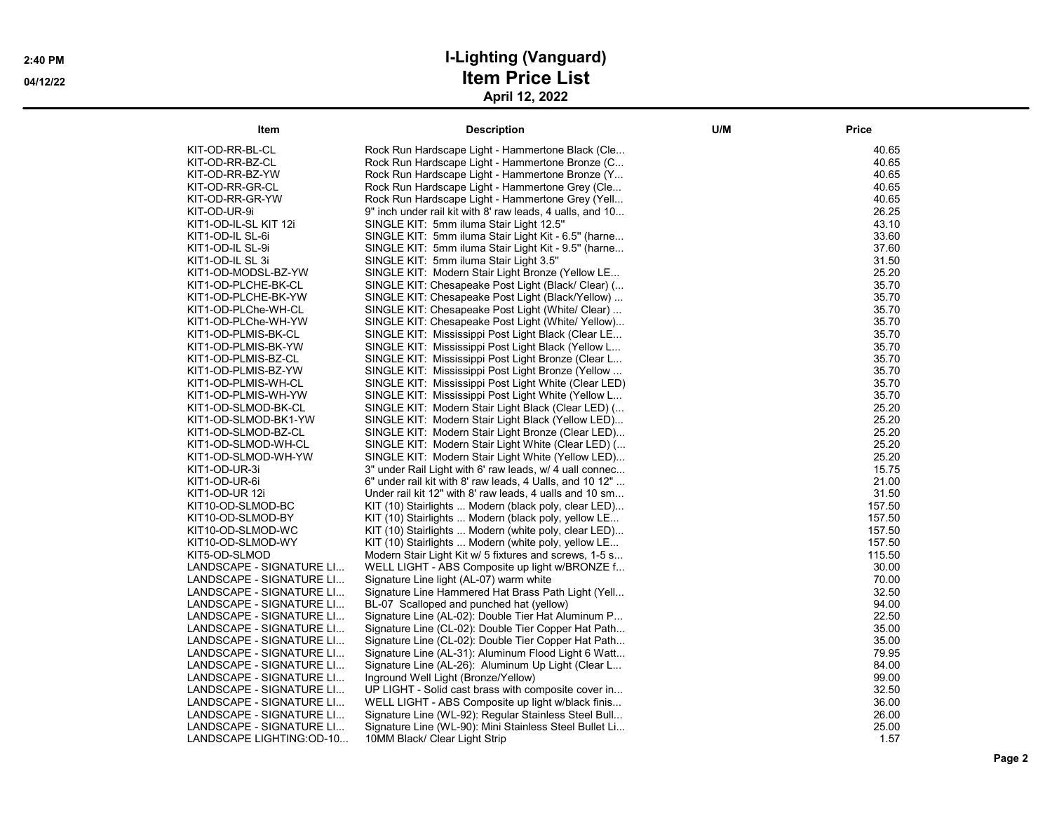# I-Lighting (Vanguard)
## Item Price List
### April 12, 2022

| Item | Description | U/M | Price |
|---|---|---|---|
| KIT-OD-RR-BL-CL | Rock Run Hardscape Light - Hammertone Black (Cle... | | 40.65 |
| KIT-OD-RR-BZ-CL | Rock Run Hardscape Light - Hammertone Bronze (C... | | 40.65 |
| KIT-OD-RR-BZ-YW | Rock Run Hardscape Light - Hammertone Bronze (Y... | | 40.65 |
| KIT-OD-RR-GR-CL | Rock Run Hardscape Light - Hammertone Grey (Cle... | | 40.65 |
| KIT-OD-RR-GR-YW | Rock Run Hardscape Light - Hammertone Grey (Yell... | | 40.65 |
| KIT-OD-UR-9i | 9" inch under rail kit with 8' raw leads, 4 ualls, and 10... | | 26.25 |
| KIT1-OD-IL-SL KIT 12i | SINGLE KIT: 5mm iluma Stair Light 12.5" | | 43.10 |
| KIT1-OD-IL SL-6i | SINGLE KIT: 5mm iluma Stair Light Kit - 6.5" (harne... | | 33.60 |
| KIT1-OD-IL SL-9i | SINGLE KIT: 5mm iluma Stair Light Kit - 9.5" (harne... | | 37.60 |
| KIT1-OD-IL SL 3i | SINGLE KIT: 5mm iluma Stair Light 3.5" | | 31.50 |
| KIT1-OD-MODSL-BZ-YW | SINGLE KIT: Modern Stair Light Bronze (Yellow LE... | | 25.20 |
| KIT1-OD-PLCHE-BK-CL | SINGLE KIT: Chesapeake Post Light (Black/ Clear) (... | | 35.70 |
| KIT1-OD-PLCHE-BK-YW | SINGLE KIT: Chesapeake Post Light (Black/Yellow) ... | | 35.70 |
| KIT1-OD-PLChe-WH-CL | SINGLE KIT: Chesapeake Post Light (White/ Clear) ... | | 35.70 |
| KIT1-OD-PLChe-WH-YW | SINGLE KIT: Chesapeake Post Light (White/ Yellow)... | | 35.70 |
| KIT1-OD-PLMIS-BK-CL | SINGLE KIT: Mississippi Post Light Black (Clear LE... | | 35.70 |
| KIT1-OD-PLMIS-BK-YW | SINGLE KIT: Mississippi Post Light Black (Yellow L... | | 35.70 |
| KIT1-OD-PLMIS-BZ-CL | SINGLE KIT: Mississippi Post Light Bronze (Clear L... | | 35.70 |
| KIT1-OD-PLMIS-BZ-YW | SINGLE KIT: Mississippi Post Light Bronze (Yellow ... | | 35.70 |
| KIT1-OD-PLMIS-WH-CL | SINGLE KIT: Mississippi Post Light White (Clear LED) | | 35.70 |
| KIT1-OD-PLMIS-WH-YW | SINGLE KIT: Mississippi Post Light White (Yellow L... | | 35.70 |
| KIT1-OD-SLMOD-BK-CL | SINGLE KIT: Modern Stair Light Black (Clear LED) (... | | 25.20 |
| KIT1-OD-SLMOD-BK1-YW | SINGLE KIT: Modern Stair Light Black (Yellow LED)... | | 25.20 |
| KIT1-OD-SLMOD-BZ-CL | SINGLE KIT: Modern Stair Light Bronze (Clear LED)... | | 25.20 |
| KIT1-OD-SLMOD-WH-CL | SINGLE KIT: Modern Stair Light White (Clear LED) (... | | 25.20 |
| KIT1-OD-SLMOD-WH-YW | SINGLE KIT: Modern Stair Light White (Yellow LED)... | | 25.20 |
| KIT1-OD-UR-3i | 3" under Rail Light with 6' raw leads, w/ 4 uall connec... | | 15.75 |
| KIT1-OD-UR-6i | 6" under rail kit with 8' raw leads, 4 Ualls, and 10 12" ... | | 21.00 |
| KIT1-OD-UR 12i | Under rail kit 12" with 8' raw leads, 4 ualls and 10 sm... | | 31.50 |
| KIT10-OD-SLMOD-BC | KIT (10) Stairlights ... Modern (black poly, clear LED)... | | 157.50 |
| KIT10-OD-SLMOD-BY | KIT (10) Stairlights ... Modern (black poly, yellow LE... | | 157.50 |
| KIT10-OD-SLMOD-WC | KIT (10) Stairlights ... Modern (white poly, clear LED)... | | 157.50 |
| KIT10-OD-SLMOD-WY | KIT (10) Stairlights ... Modern (white poly, yellow LE... | | 157.50 |
| KIT5-OD-SLMOD | Modern Stair Light Kit w/ 5 fixtures and screws, 1-5 s... | | 115.50 |
| LANDSCAPE - SIGNATURE LI... | WELL LIGHT - ABS Composite up light w/BRONZE f... | | 30.00 |
| LANDSCAPE - SIGNATURE LI... | Signature Line light (AL-07) warm white | | 70.00 |
| LANDSCAPE - SIGNATURE LI... | Signature Line Hammered Hat Brass Path Light (Yell... | | 32.50 |
| LANDSCAPE - SIGNATURE LI... | BL-07 Scalloped and punched hat (yellow) | | 94.00 |
| LANDSCAPE - SIGNATURE LI... | Signature Line (AL-02): Double Tier Hat Aluminum P... | | 22.50 |
| LANDSCAPE - SIGNATURE LI... | Signature Line (CL-02): Double Tier Copper Hat Path... | | 35.00 |
| LANDSCAPE - SIGNATURE LI... | Signature Line (CL-02): Double Tier Copper Hat Path... | | 35.00 |
| LANDSCAPE - SIGNATURE LI... | Signature Line (AL-31): Aluminum Flood Light 6 Watt... | | 79.95 |
| LANDSCAPE - SIGNATURE LI... | Signature Line (AL-26): Aluminum Up Light (Clear L... | | 84.00 |
| LANDSCAPE - SIGNATURE LI... | Inground Well Light (Bronze/Yellow) | | 99.00 |
| LANDSCAPE - SIGNATURE LI... | UP LIGHT - Solid cast brass with composite cover in... | | 32.50 |
| LANDSCAPE - SIGNATURE LI... | WELL LIGHT - ABS Composite up light w/black finis... | | 36.00 |
| LANDSCAPE - SIGNATURE LI... | Signature Line (WL-92): Regular Stainless Steel Bull... | | 26.00 |
| LANDSCAPE - SIGNATURE LI... | Signature Line (WL-90): Mini Stainless Steel Bullet Li... | | 25.00 |
| LANDSCAPE LIGHTING:OD-10... | 10MM Black/ Clear Light Strip | | 1.57 |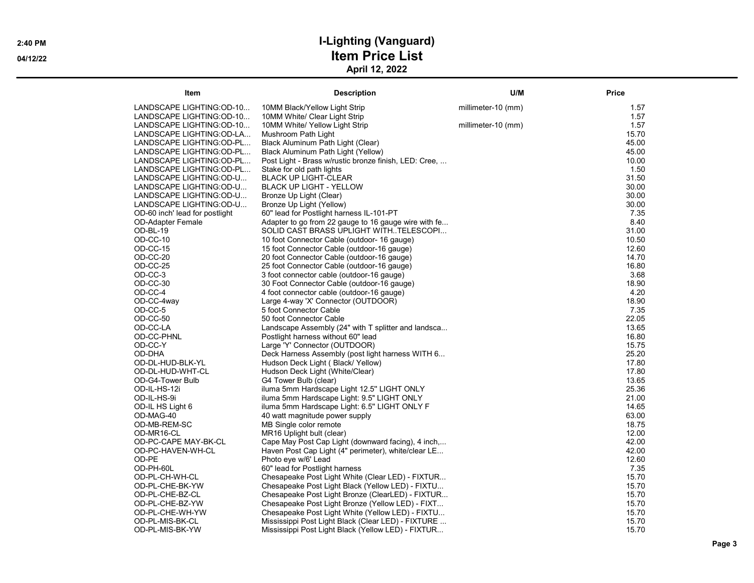# I-Lighting (Vanguard)

## Item Price List

**April 12, 2022**

| Item | Description | U/M | Price |
|---|---|---|---|
| LANDSCAPE LIGHTING:OD-10... | 10MM Black/Yellow Light Strip | millimeter-10 (mm) | 1.57 |
| LANDSCAPE LIGHTING:OD-10... | 10MM White/ Clear Light Strip | | 1.57 |
| LANDSCAPE LIGHTING:OD-10... | 10MM White/ Yellow Light Strip | millimeter-10 (mm) | 1.57 |
| LANDSCAPE LIGHTING:OD-LA... | Mushroom Path Light | | 15.70 |
| LANDSCAPE LIGHTING:OD-PL... | Black Aluminum Path Light (Clear) | | 45.00 |
| LANDSCAPE LIGHTING:OD-PL... | Black Aluminum Path Light (Yellow) | | 45.00 |
| LANDSCAPE LIGHTING:OD-PL... | Post Light - Brass w/rustic bronze finish, LED: Cree, ... | | 10.00 |
| LANDSCAPE LIGHTING:OD-PL... | Stake for old path lights | | 1.50 |
| LANDSCAPE LIGHTING:OD-U... | BLACK UP LIGHT-CLEAR | | 31.50 |
| LANDSCAPE LIGHTING:OD-U... | BLACK UP LIGHT - YELLOW | | 30.00 |
| LANDSCAPE LIGHTING:OD-U... | Bronze Up Light (Clear) | | 30.00 |
| LANDSCAPE LIGHTING:OD-U... | Bronze Up Light (Yellow) | | 30.00 |
| OD-60 inch' lead for postlight | 60" lead for Postlight harness IL-101-PT | | 7.35 |
| OD-Adapter Female | Adapter to go from 22 gauge to 16 gauge wire with fe... | | 8.40 |
| OD-BL-19 | SOLID CAST BRASS UPLIGHT WITH..TELESCOPI... | | 31.00 |
| OD-CC-10 | 10 foot Connector Cable (outdoor- 16 gauge) | | 10.50 |
| OD-CC-15 | 15 foot Connector Cable (outdoor-16 gauge) | | 12.60 |
| OD-CC-20 | 20 foot Connector Cable (outdoor-16 gauge) | | 14.70 |
| OD-CC-25 | 25 foot Connector Cable (outdoor-16 gauge) | | 16.80 |
| OD-CC-3 | 3 foot connector cable (outdoor-16 gauge) | | 3.68 |
| OD-CC-30 | 30 Foot Connector Cable (outdoor-16 gauge) | | 18.90 |
| OD-CC-4 | 4 foot connector cable (outdoor-16 gauge) | | 4.20 |
| OD-CC-4way | Large 4-way 'X' Connector (OUTDOOR) | | 18.90 |
| OD-CC-5 | 5 foot Connector Cable | | 7.35 |
| OD-CC-50 | 50 foot Connector Cable | | 22.05 |
| OD-CC-LA | Landscape Assembly (24" with T splitter and landsca... | | 13.65 |
| OD-CC-PHNL | Postlight harness without 60" lead | | 16.80 |
| OD-CC-Y | Large 'Y' Connector (OUTDOOR) | | 15.75 |
| OD-DHA | Deck Harness Assembly (post light harness WITH 6... | | 25.20 |
| OD-DL-HUD-BLK-YL | Hudson Deck Light ( Black/ Yellow) | | 17.80 |
| OD-DL-HUD-WHT-CL | Hudson Deck Light (White/Clear) | | 17.80 |
| OD-G4-Tower Bulb | G4 Tower Bulb (clear) | | 13.65 |
| OD-IL-HS-12i | iluma 5mm Hardscape Light 12.5" LIGHT ONLY | | 25.36 |
| OD-IL-HS-9i | iluma 5mm Hardscape Light: 9.5" LIGHT ONLY | | 21.00 |
| OD-IL HS Light 6 | iluma 5mm Hardscape Light: 6.5" LIGHT ONLY F | | 14.65 |
| OD-MAG-40 | 40 watt magnitude power supply | | 63.00 |
| OD-MB-REM-SC | MB Single color remote | | 18.75 |
| OD-MR16-CL | MR16 Uplight bult (clear) | | 12.00 |
| OD-PC-CAPE MAY-BK-CL | Cape May Post Cap Light (downward facing), 4 inch,... | | 42.00 |
| OD-PC-HAVEN-WH-CL | Haven Post Cap Light (4" perimeter), white/clear LE... | | 42.00 |
| OD-PE | Photo eye w/6' Lead | | 12.60 |
| OD-PH-60L | 60" lead for Postlight harness | | 7.35 |
| OD-PL-CH-WH-CL | Chesapeake Post Light White (Clear LED) - FIXTUR... | | 15.70 |
| OD-PL-CHE-BK-YW | Chesapeake Post Light Black (Yellow LED) - FIXTU... | | 15.70 |
| OD-PL-CHE-BZ-CL | Chesapeake Post Light Bronze (ClearLED) - FIXTUR... | | 15.70 |
| OD-PL-CHE-BZ-YW | Chesapeake Post Light Bronze (Yellow LED) - FIXT... | | 15.70 |
| OD-PL-CHE-WH-YW | Chesapeake Post Light White (Yellow LED) - FIXTU... | | 15.70 |
| OD-PL-MIS-BK-CL | Mississippi Post Light Black (Clear LED) - FIXTURE ... | | 15.70 |
| OD-PL-MIS-BK-YW | Mississippi Post Light Black (Yellow LED) - FIXTUR... | | 15.70 |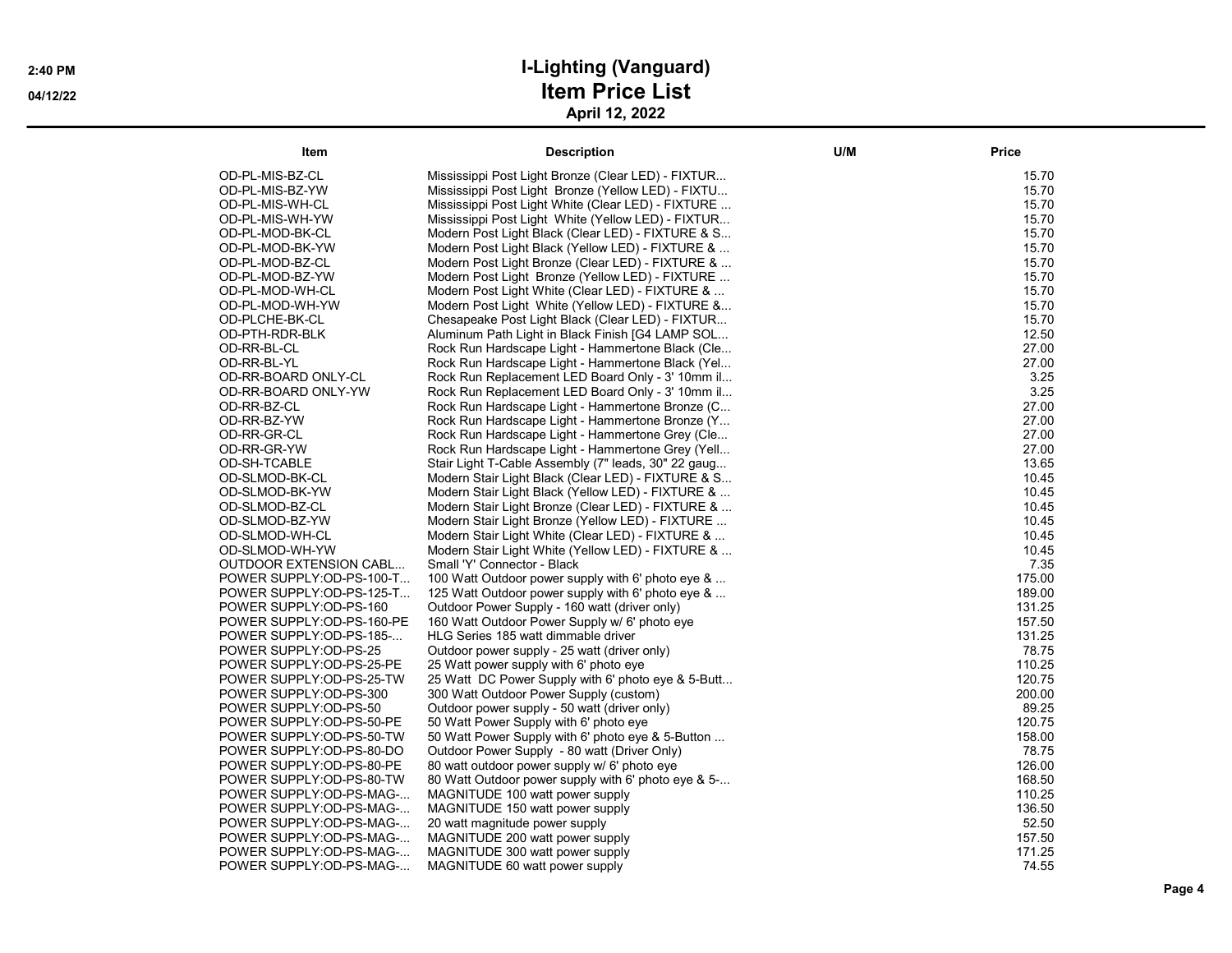# I-Lighting (Vanguard)
## Item Price List
### April 12, 2022

| Item | Description | U/M | Price |
| --- | --- | --- | --- |
| OD-PL-MIS-BZ-CL | Mississippi Post Light Bronze (Clear LED) - FIXTUR... | | 15.70 |
| OD-PL-MIS-BZ-YW | Mississippi Post Light Bronze (Yellow LED) - FIXTU... | | 15.70 |
| OD-PL-MIS-WH-CL | Mississippi Post Light White (Clear LED) - FIXTURE ... | | 15.70 |
| OD-PL-MIS-WH-YW | Mississippi Post Light White (Yellow LED) - FIXTUR... | | 15.70 |
| OD-PL-MOD-BK-CL | Modern Post Light Black (Clear LED) - FIXTURE & S... | | 15.70 |
| OD-PL-MOD-BK-YW | Modern Post Light Black (Yellow LED) - FIXTURE & ... | | 15.70 |
| OD-PL-MOD-BZ-CL | Modern Post Light Bronze (Clear LED) - FIXTURE & ... | | 15.70 |
| OD-PL-MOD-BZ-YW | Modern Post Light Bronze (Yellow LED) - FIXTURE ... | | 15.70 |
| OD-PL-MOD-WH-CL | Modern Post Light White (Clear LED) - FIXTURE & ... | | 15.70 |
| OD-PL-MOD-WH-YW | Modern Post Light White (Yellow LED) - FIXTURE &... | | 15.70 |
| OD-PLCHE-BK-CL | Chesapeake Post Light Black (Clear LED) - FIXTUR... | | 15.70 |
| OD-PTH-RDR-BLK | Aluminum Path Light in Black Finish [G4 LAMP SOL... | | 12.50 |
| OD-RR-BL-CL | Rock Run Hardscape Light - Hammertone Black (Cle... | | 27.00 |
| OD-RR-BL-YL | Rock Run Hardscape Light - Hammertone Black (Yel... | | 27.00 |
| OD-RR-BOARD ONLY-CL | Rock Run Replacement LED Board Only - 3' 10mm il... | | 3.25 |
| OD-RR-BOARD ONLY-YW | Rock Run Replacement LED Board Only - 3' 10mm il... | | 3.25 |
| OD-RR-BZ-CL | Rock Run Hardscape Light - Hammertone Bronze (C... | | 27.00 |
| OD-RR-BZ-YW | Rock Run Hardscape Light - Hammertone Bronze (Y... | | 27.00 |
| OD-RR-GR-CL | Rock Run Hardscape Light - Hammertone Grey (Cle... | | 27.00 |
| OD-RR-GR-YW | Rock Run Hardscape Light - Hammertone Grey (Yell... | | 27.00 |
| OD-SH-TCABLE | Stair Light T-Cable Assembly (7" leads, 30" 22 gaug... | | 13.65 |
| OD-SLMOD-BK-CL | Modern Stair Light Black (Clear LED) - FIXTURE & S... | | 10.45 |
| OD-SLMOD-BK-YW | Modern Stair Light Black (Yellow LED) - FIXTURE & ... | | 10.45 |
| OD-SLMOD-BZ-CL | Modern Stair Light Bronze (Clear LED) - FIXTURE & ... | | 10.45 |
| OD-SLMOD-BZ-YW | Modern Stair Light Bronze (Yellow LED) - FIXTURE ... | | 10.45 |
| OD-SLMOD-WH-CL | Modern Stair Light White (Clear LED) - FIXTURE & ... | | 10.45 |
| OD-SLMOD-WH-YW | Modern Stair Light White (Yellow LED) - FIXTURE & ... | | 10.45 |
| OUTDOOR EXTENSION CABL... | Small 'Y' Connector - Black | | 7.35 |
| POWER SUPPLY:OD-PS-100-T... | 100 Watt Outdoor power supply with 6' photo eye & ... | | 175.00 |
| POWER SUPPLY:OD-PS-125-T... | 125 Watt Outdoor power supply with 6' photo eye & ... | | 189.00 |
| POWER SUPPLY:OD-PS-160 | Outdoor Power Supply - 160 watt (driver only) | | 131.25 |
| POWER SUPPLY:OD-PS-160-PE | 160 Watt Outdoor Power Supply w/ 6' photo eye | | 157.50 |
| POWER SUPPLY:OD-PS-185-... | HLG Series 185 watt dimmable driver | | 131.25 |
| POWER SUPPLY:OD-PS-25 | Outdoor power supply - 25 watt (driver only) | | 78.75 |
| POWER SUPPLY:OD-PS-25-PE | 25 Watt power supply with 6' photo eye | | 110.25 |
| POWER SUPPLY:OD-PS-25-TW | 25 Watt DC Power Supply with 6' photo eye & 5-Butt... | | 120.75 |
| POWER SUPPLY:OD-PS-300 | 300 Watt Outdoor Power Supply (custom) | | 200.00 |
| POWER SUPPLY:OD-PS-50 | Outdoor power supply - 50 watt (driver only) | | 89.25 |
| POWER SUPPLY:OD-PS-50-PE | 50 Watt Power Supply with 6' photo eye | | 120.75 |
| POWER SUPPLY:OD-PS-50-TW | 50 Watt Power Supply with 6' photo eye & 5-Button ... | | 158.00 |
| POWER SUPPLY:OD-PS-80-DO | Outdoor Power Supply - 80 watt (Driver Only) | | 78.75 |
| POWER SUPPLY:OD-PS-80-PE | 80 watt outdoor power supply w/ 6' photo eye | | 126.00 |
| POWER SUPPLY:OD-PS-80-TW | 80 Watt Outdoor power supply with 6' photo eye & 5-... | | 168.50 |
| POWER SUPPLY:OD-PS-MAG-... | MAGNITUDE 100 watt power supply | | 110.25 |
| POWER SUPPLY:OD-PS-MAG-... | MAGNITUDE 150 watt power supply | | 136.50 |
| POWER SUPPLY:OD-PS-MAG-... | 20 watt magnitude power supply | | 52.50 |
| POWER SUPPLY:OD-PS-MAG-... | MAGNITUDE 200 watt power supply | | 157.50 |
| POWER SUPPLY:OD-PS-MAG-... | MAGNITUDE 300 watt power supply | | 171.25 |
| POWER SUPPLY:OD-PS-MAG-... | MAGNITUDE 60 watt power supply | | 74.55 |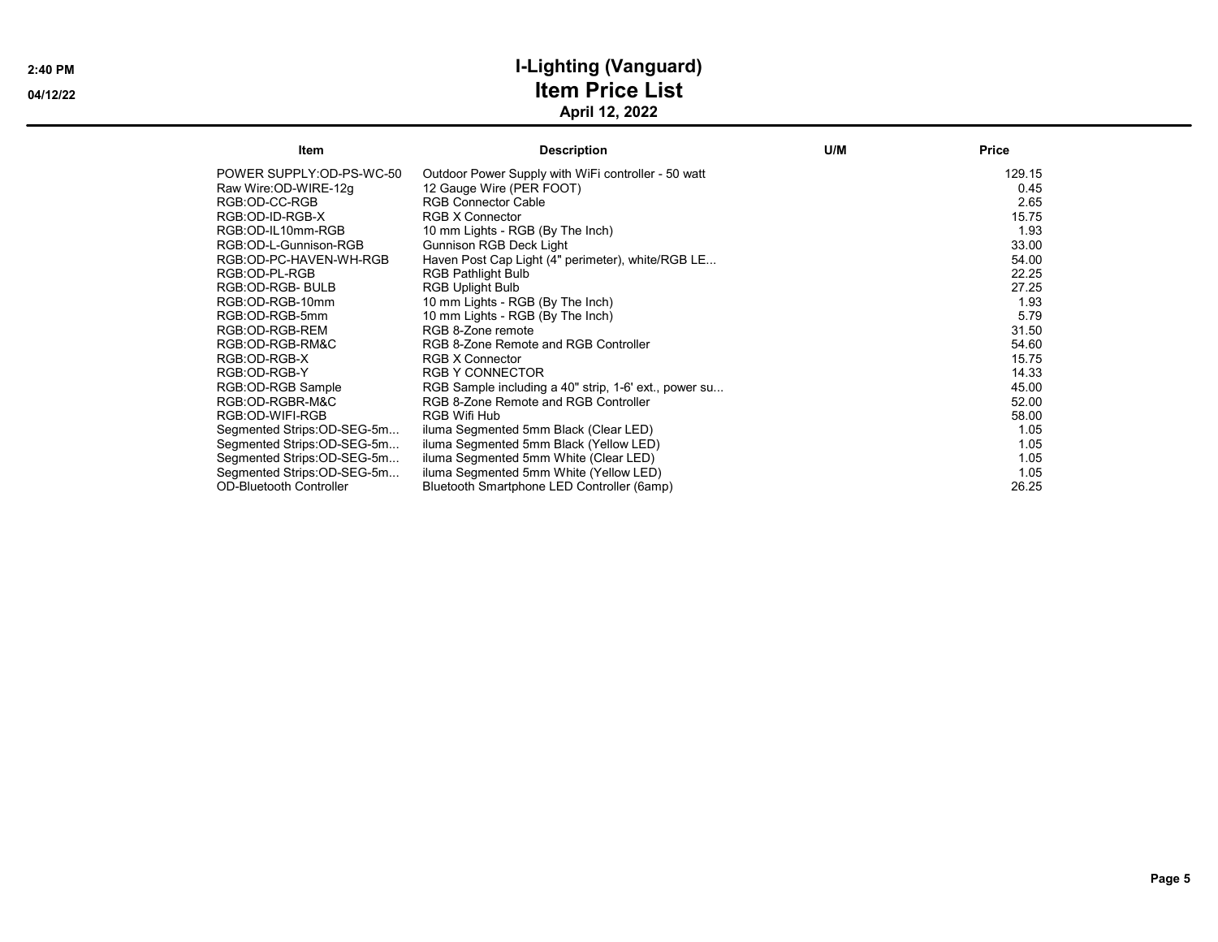# I-Lighting (Vanguard)

## Item Price List

**April 12, 2022**

| Item | Description | U/M | Price |
|---|---|---|---|
| POWER SUPPLY:OD-PS-WC-50 | Outdoor Power Supply with WiFi controller - 50 watt | | 129.15 |
| Raw Wire:OD-WIRE-12g | 12 Gauge Wire (PER FOOT) | | 0.45 |
| RGB:OD-CC-RGB | RGB Connector Cable | | 2.65 |
| RGB:OD-ID-RGB-X | RGB X Connector | | 15.75 |
| RGB:OD-IL10mm-RGB | 10 mm Lights - RGB (By The Inch) | | 1.93 |
| RGB:OD-L-Gunnison-RGB | Gunnison RGB Deck Light | | 33.00 |
| RGB:OD-PC-HAVEN-WH-RGB | Haven Post Cap Light (4" perimeter), white/RGB LE... | | 54.00 |
| RGB:OD-PL-RGB | RGB Pathlight Bulb | | 22.25 |
| RGB:OD-RGB- BULB | RGB Uplight Bulb | | 27.25 |
| RGB:OD-RGB-10mm | 10 mm Lights - RGB (By The Inch) | | 1.93 |
| RGB:OD-RGB-5mm | 10 mm Lights - RGB (By The Inch) | | 5.79 |
| RGB:OD-RGB-REM | RGB 8-Zone remote | | 31.50 |
| RGB:OD-RGB-RM&C | RGB 8-Zone Remote and RGB Controller | | 54.60 |
| RGB:OD-RGB-X | RGB X Connector | | 15.75 |
| RGB:OD-RGB-Y | RGB Y CONNECTOR | | 14.33 |
| RGB:OD-RGB Sample | RGB Sample including a 40" strip, 1-6' ext., power su... | | 45.00 |
| RGB:OD-RGBR-M&C | RGB 8-Zone Remote and RGB Controller | | 52.00 |
| RGB:OD-WIFI-RGB | RGB Wifi Hub | | 58.00 |
| Segmented Strips:OD-SEG-5m... | iluma Segmented 5mm Black (Clear LED) | | 1.05 |
| Segmented Strips:OD-SEG-5m... | iluma Segmented 5mm Black (Yellow LED) | | 1.05 |
| Segmented Strips:OD-SEG-5m... | iluma Segmented 5mm White (Clear LED) | | 1.05 |
| Segmented Strips:OD-SEG-5m... | iluma Segmented 5mm White (Yellow LED) | | 1.05 |
| OD-Bluetooth Controller | Bluetooth Smartphone LED Controller (6amp) | | 26.25 |